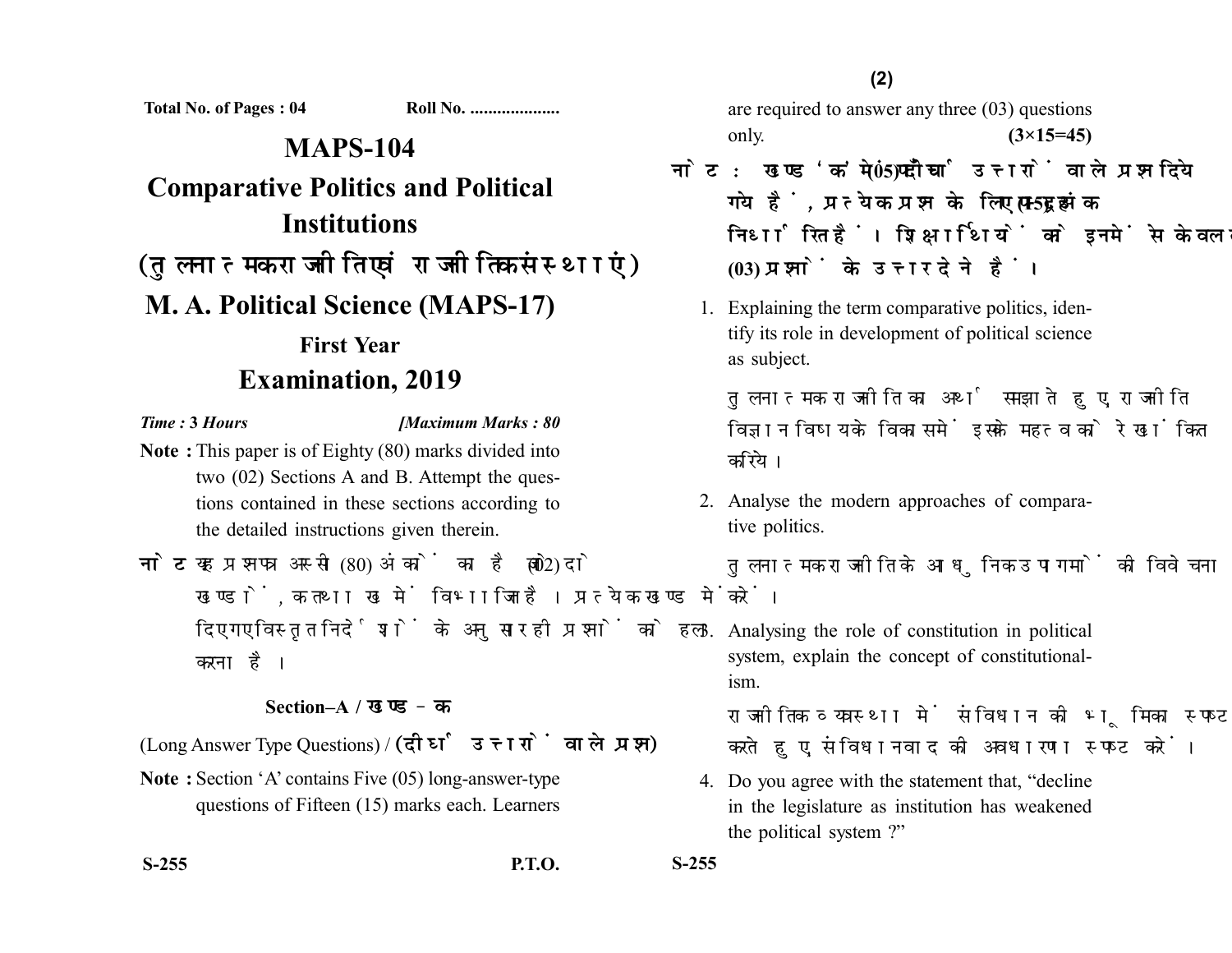Total No. of Pages : 04 Roll No. ....................

# MAPS-104

# Comparative Politics and Political Institutions

# (तुलनात्मक राजनीति एवं राजनीतिक संस्थाएं)

# M. A. Political Science (MAPS-17)

## First Year

## Examination, 2019

*Time :* **3** *Hours* **[***Maximum Marks :* **80**

**Note :** This paper is of Eighty (80) marks divided into two (02) Sections A and B. Attempt the questions contained in these sections according to the detailed instructions given therein.

**नोट :** यह प्रश्नपत्र अस्सी (80) अंकों का है जो दो (02) खण्डों, क तथा ख में विभाजित है। प्रत्येक खण्ड में दिए गए विस्तृत निर्देशों के अनुसार ही प्रश्नों को हल करना है।

### Section–A / खण्ड–क

(Long Answer Type Questions) / **(दीर्घ उत्तरों वाले प्रश्न)**

**Note :** Section 'A' contains Five (05) long-answer-type questions of Fifteen (15) marks each. Learners are required to answer any three (03) questions only. **(3×15=45)**

**नोट :** खण्ड 'क' में पाँच (05) दीर्घ उत्तरों वाले प्रश्न दिये गये हैं, प्रत्येक प्रश्न के लिए पन्द्रह (15) अंक निर्धारित हैं। शिक्षार्थियों को इनमें से केवल तीन (03) प्रश्नों के उत्तर देने हैं।

1. Explaining the term comparative politics, identify its role in development of political science as subject.

   तुलनात्मक राजनीति का अर्थ समझाते हुए, राजनीति विज्ञान विषय के विकास में इसके महत्व को रेखांकित करिये।

2. Analyse the modern approaches of comparative politics.

   तुलनात्मक राजनीति के आधुनिक उपागमों की विवेचना करें।

3. Analysing the role of constitution in political system, explain the concept of constitutionalism.

   राजनीतिक व्यवस्था में संविधान की भूमिका स्पष्ट करते हुए, संविधानवाद की अवधारणा स्पष्ट करें।

4. Do you agree with the statement that, "decline in the legislature as institution has weakened the political system ?"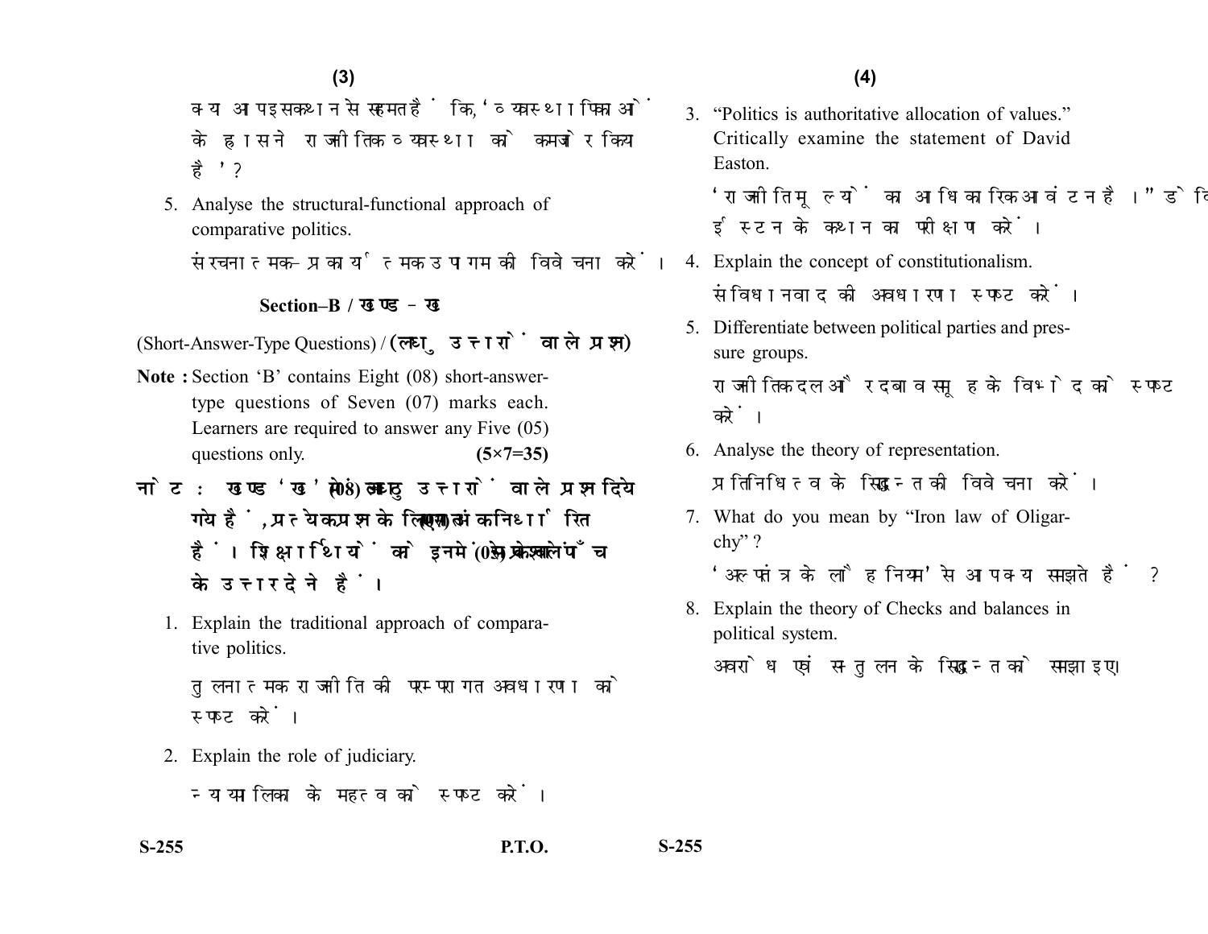क्या आप इस कथन से सहमत हैं कि, 'व्यवस्थापिकाओं के ह्रास ने राजनीतिक व्यवस्था को कमजोर किया है'?

5. Analyse the structural-functional approach of comparative politics.

   संरचनात्मक-प्रकार्यात्मक उपागम की विवेचना करें।

## Section–B / खण्ड–ख

(Short-Answer-Type Questions) / **(लघु उत्तरों वाले प्रश्न)**

**Note :** Section 'B' contains Eight (08) short-answer-type questions of Seven (07) marks each. Learners are required to answer any Five (05) questions only. **(5×7=35)**

**नोट : खण्ड 'ख' में आठ (08) लघु उत्तरों वाले प्रश्न दिये गये हैं, प्रत्येक प्रश्न के लिए सात (07) अंक निर्धारित हैं। शिक्षार्थियों को इनमें से केवल पाँच (05) प्रश्नों के उत्तर देने हैं।**

1. Explain the traditional approach of comparative politics.

   तुलनात्मक राजनीति की परम्परागत अवधारणा को स्पष्ट करें।

2. Explain the role of judiciary.

   न्यायपालिका के महत्व को स्पष्ट करें।

3. "Politics is authoritative allocation of values." Critically examine the statement of David Easton.

   'राजनीति मूल्यों का आधिकारिक आवंटन है।" डेविड ईस्टन के कथन का परीक्षण करें।

4. Explain the concept of constitutionalism.

   संविधानवाद की अवधारणा स्पष्ट करें।

5. Differentiate between political parties and pressure groups.

   राजनीतिक दल और दबाव समूह के विभेद को स्पष्ट करें।

6. Analyse the theory of representation.

   प्रतिनिधित्व के सिद्धान्त की विवेचना करें।

7. What do you mean by "Iron law of Oligarchy"?

   'अल्पतंत्र के लौह नियम' से आप क्या समझते हैं?

8. Explain the theory of Checks and balances in political system.

   अवरोध एवं संतुलन के सिद्धान्त को समझाइए।